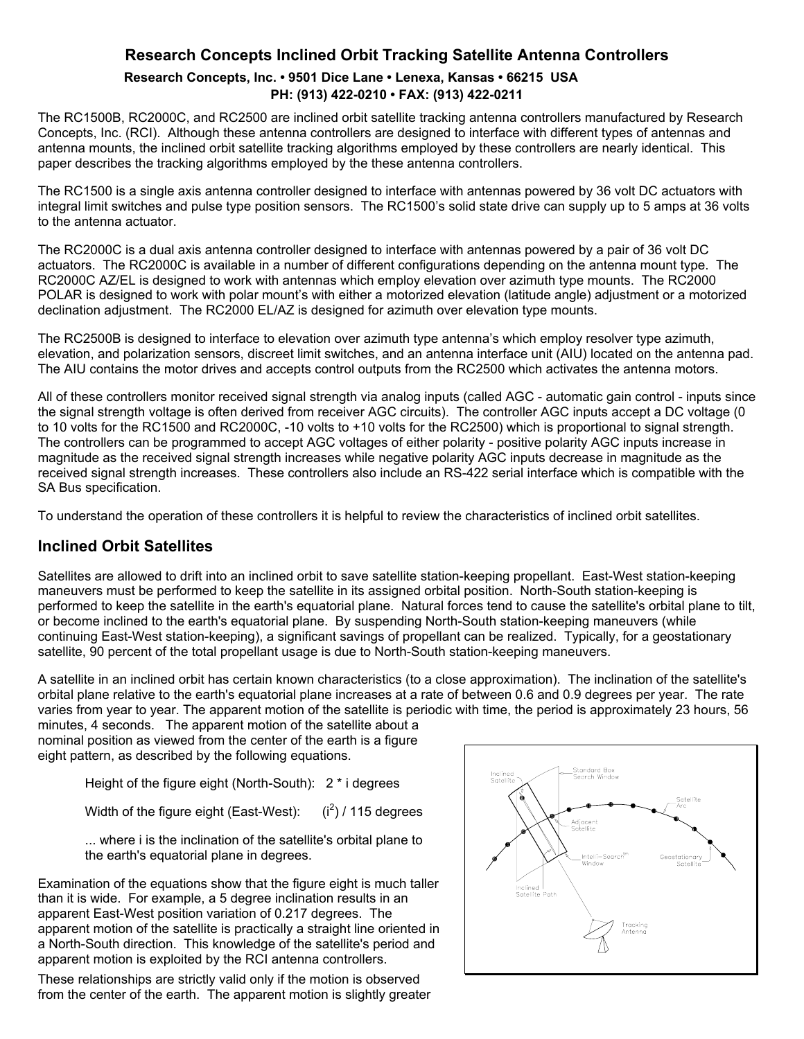# Research Concepts Inclined Orbit Tracking Satellite Antenna Controllers

**Research Concepts, Inc. • 9501 Dice Lane • Lenexa, Kansas • 66215 USA**
**PH: (913) 422-0210 • FAX: (913) 422-0211**

The RC1500B, RC2000C, and RC2500 are inclined orbit satellite tracking antenna controllers manufactured by Research Concepts, Inc. (RCI). Although these antenna controllers are designed to interface with different types of antennas and antenna mounts, the inclined orbit satellite tracking algorithms employed by these controllers are nearly identical. This paper describes the tracking algorithms employed by the these antenna controllers.

The RC1500 is a single axis antenna controller designed to interface with antennas powered by 36 volt DC actuators with integral limit switches and pulse type position sensors. The RC1500's solid state drive can supply up to 5 amps at 36 volts to the antenna actuator.

The RC2000C is a dual axis antenna controller designed to interface with antennas powered by a pair of 36 volt DC actuators. The RC2000C is available in a number of different configurations depending on the antenna mount type. The RC2000C AZ/EL is designed to work with antennas which employ elevation over azimuth type mounts. The RC2000 POLAR is designed to work with polar mount's with either a motorized elevation (latitude angle) adjustment or a motorized declination adjustment. The RC2000 EL/AZ is designed for azimuth over elevation type mounts.

The RC2500B is designed to interface to elevation over azimuth type antenna's which employ resolver type azimuth, elevation, and polarization sensors, discreet limit switches, and an antenna interface unit (AIU) located on the antenna pad. The AIU contains the motor drives and accepts control outputs from the RC2500 which activates the antenna motors.

All of these controllers monitor received signal strength via analog inputs (called AGC - automatic gain control - inputs since the signal strength voltage is often derived from receiver AGC circuits). The controller AGC inputs accept a DC voltage (0 to 10 volts for the RC1500 and RC2000C, -10 volts to +10 volts for the RC2500) which is proportional to signal strength. The controllers can be programmed to accept AGC voltages of either polarity - positive polarity AGC inputs increase in magnitude as the received signal strength increases while negative polarity AGC inputs decrease in magnitude as the received signal strength increases. These controllers also include an RS-422 serial interface which is compatible with the SA Bus specification.

To understand the operation of these controllers it is helpful to review the characteristics of inclined orbit satellites.

## Inclined Orbit Satellites

Satellites are allowed to drift into an inclined orbit to save satellite station-keeping propellant. East-West station-keeping maneuvers must be performed to keep the satellite in its assigned orbital position. North-South station-keeping is performed to keep the satellite in the earth's equatorial plane. Natural forces tend to cause the satellite's orbital plane to tilt, or become inclined to the earth's equatorial plane. By suspending North-South station-keeping maneuvers (while continuing East-West station-keeping), a significant savings of propellant can be realized. Typically, for a geostationary satellite, 90 percent of the total propellant usage is due to North-South station-keeping maneuvers.

A satellite in an inclined orbit has certain known characteristics (to a close approximation). The inclination of the satellite's orbital plane relative to the earth's equatorial plane increases at a rate of between 0.6 and 0.9 degrees per year. The rate varies from year to year. The apparent motion of the satellite is periodic with time, the period is approximately 23 hours, 56 minutes, 4 seconds. The apparent motion of the satellite about a nominal position as viewed from the center of the earth is a figure eight pattern, as described by the following equations.

Height of the figure eight (North-South): $2 * i$ degrees

Width of the figure eight (East-West): $(i^2) / 115$ degrees

... where i is the inclination of the satellite's orbital plane to the earth's equatorial plane in degrees.

Examination of the equations show that the figure eight is much taller than it is wide. For example, a 5 degree inclination results in an apparent East-West position variation of 0.217 degrees. The apparent motion of the satellite is practically a straight line oriented in a North-South direction. This knowledge of the satellite's period and apparent motion is exploited by the RCI antenna controllers.

These relationships are strictly valid only if the motion is observed from the center of the earth. The apparent motion is slightly greater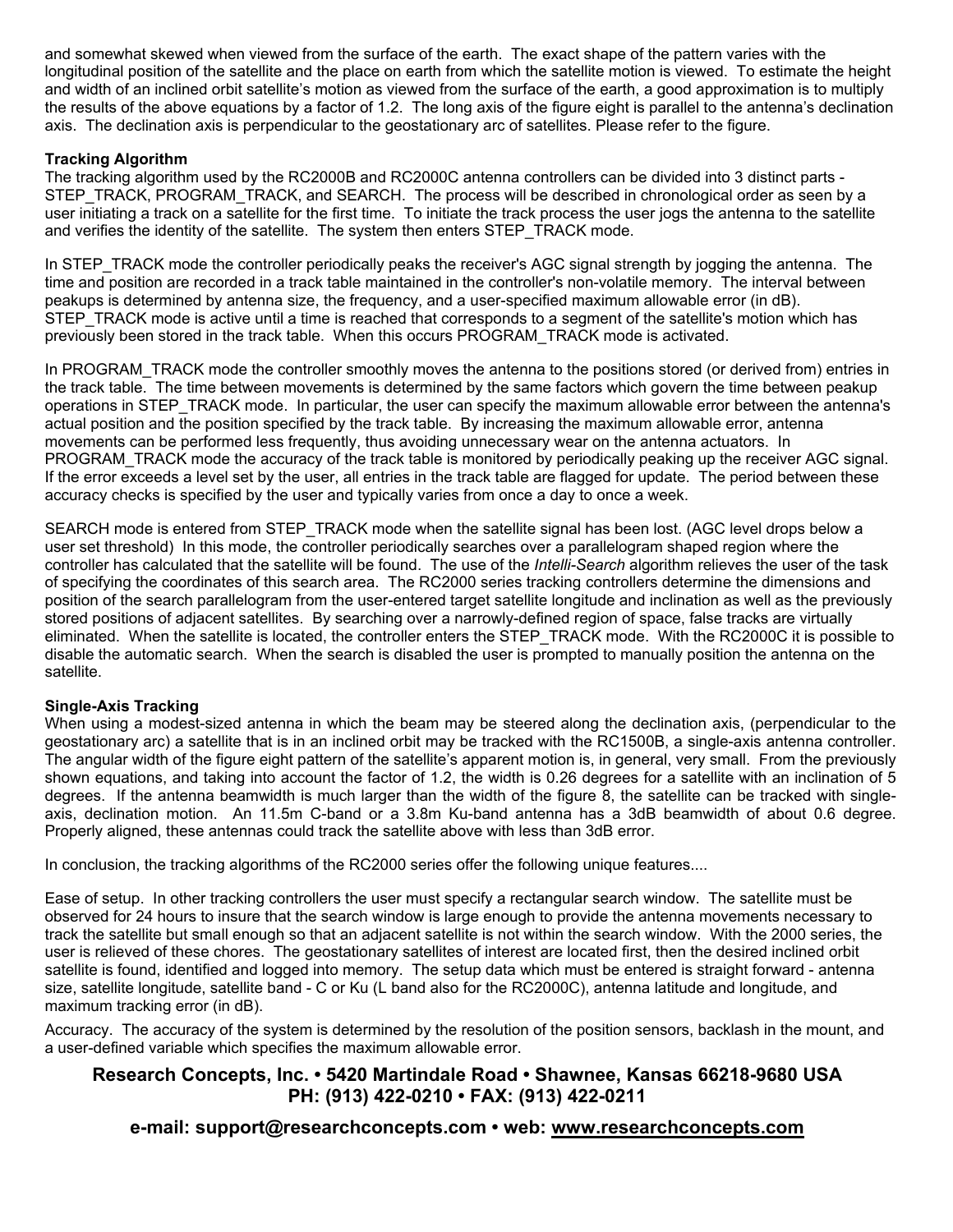and somewhat skewed when viewed from the surface of the earth. The exact shape of the pattern varies with the longitudinal position of the satellite and the place on earth from which the satellite motion is viewed. To estimate the height and width of an inclined orbit satellite's motion as viewed from the surface of the earth, a good approximation is to multiply the results of the above equations by a factor of 1.2. The long axis of the figure eight is parallel to the antenna's declination axis. The declination axis is perpendicular to the geostationary arc of satellites. Please refer to the figure.

**Tracking Algorithm**

The tracking algorithm used by the RC2000B and RC2000C antenna controllers can be divided into 3 distinct parts - STEP_TRACK, PROGRAM_TRACK, and SEARCH. The process will be described in chronological order as seen by a user initiating a track on a satellite for the first time. To initiate the track process the user jogs the antenna to the satellite and verifies the identity of the satellite. The system then enters STEP_TRACK mode.

In STEP_TRACK mode the controller periodically peaks the receiver's AGC signal strength by jogging the antenna. The time and position are recorded in a track table maintained in the controller's non-volatile memory. The interval between peakups is determined by antenna size, the frequency, and a user-specified maximum allowable error (in dB). STEP_TRACK mode is active until a time is reached that corresponds to a segment of the satellite's motion which has previously been stored in the track table. When this occurs PROGRAM_TRACK mode is activated.

In PROGRAM_TRACK mode the controller smoothly moves the antenna to the positions stored (or derived from) entries in the track table. The time between movements is determined by the same factors which govern the time between peakup operations in STEP_TRACK mode. In particular, the user can specify the maximum allowable error between the antenna's actual position and the position specified by the track table. By increasing the maximum allowable error, antenna movements can be performed less frequently, thus avoiding unnecessary wear on the antenna actuators. In PROGRAM_TRACK mode the accuracy of the track table is monitored by periodically peaking up the receiver AGC signal. If the error exceeds a level set by the user, all entries in the track table are flagged for update. The period between these accuracy checks is specified by the user and typically varies from once a day to once a week.

SEARCH mode is entered from STEP_TRACK mode when the satellite signal has been lost. (AGC level drops below a user set threshold) In this mode, the controller periodically searches over a parallelogram shaped region where the controller has calculated that the satellite will be found. The use of the *Intelli-Search* algorithm relieves the user of the task of specifying the coordinates of this search area. The RC2000 series tracking controllers determine the dimensions and position of the search parallelogram from the user-entered target satellite longitude and inclination as well as the previously stored positions of adjacent satellites. By searching over a narrowly-defined region of space, false tracks are virtually eliminated. When the satellite is located, the controller enters the STEP_TRACK mode. With the RC2000C it is possible to disable the automatic search. When the search is disabled the user is prompted to manually position the antenna on the satellite.

**Single-Axis Tracking**

When using a modest-sized antenna in which the beam may be steered along the declination axis, (perpendicular to the geostationary arc) a satellite that is in an inclined orbit may be tracked with the RC1500B, a single-axis antenna controller. The angular width of the figure eight pattern of the satellite's apparent motion is, in general, very small. From the previously shown equations, and taking into account the factor of 1.2, the width is 0.26 degrees for a satellite with an inclination of 5 degrees. If the antenna beamwidth is much larger than the width of the figure 8, the satellite can be tracked with single-axis, declination motion. An 11.5m C-band or a 3.8m Ku-band antenna has a 3dB beamwidth of about 0.6 degree. Properly aligned, these antennas could track the satellite above with less than 3dB error.

In conclusion, the tracking algorithms of the RC2000 series offer the following unique features....

Ease of setup. In other tracking controllers the user must specify a rectangular search window. The satellite must be observed for 24 hours to insure that the search window is large enough to provide the antenna movements necessary to track the satellite but small enough so that an adjacent satellite is not within the search window. With the 2000 series, the user is relieved of these chores. The geostationary satellites of interest are located first, then the desired inclined orbit satellite is found, identified and logged into memory. The setup data which must be entered is straight forward - antenna size, satellite longitude, satellite band - C or Ku (L band also for the RC2000C), antenna latitude and longitude, and maximum tracking error (in dB).

Accuracy. The accuracy of the system is determined by the resolution of the position sensors, backlash in the mount, and a user-defined variable which specifies the maximum allowable error.

**Research Concepts, Inc. • 5420 Martindale Road • Shawnee, Kansas 66218-9680 USA**
**PH: (913) 422-0210 • FAX: (913) 422-0211**

**e-mail: support@researchconcepts.com • web: www.researchconcepts.com**